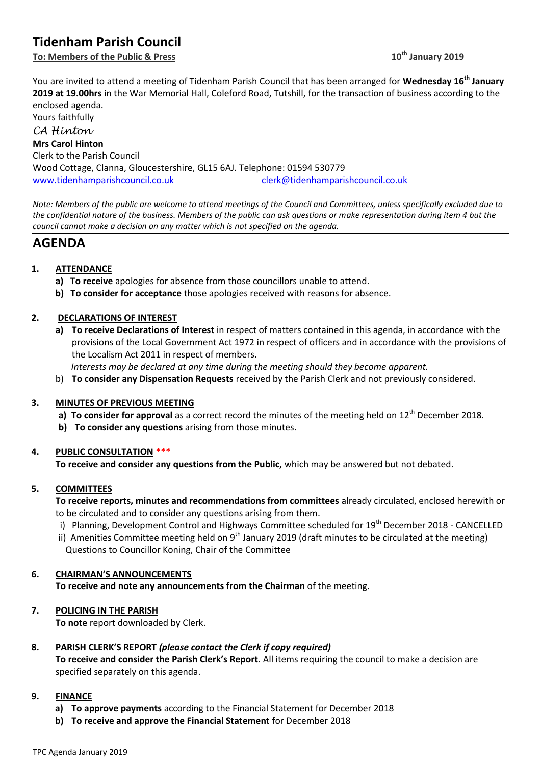# Tidenham Parish Council

**To: Members of the Public & Press** **10th January 2019**

You are invited to attend a meeting of Tidenham Parish Council that has been arranged for **Wednesday 16th January 2019 at 19.00hrs** in the War Memorial Hall, Coleford Road, Tutshill, for the transaction of business according to the enclosed agenda.

Yours faithfully

*CA Hinton*

**Mrs Carol Hinton**
Clerk to the Parish Council
Wood Cottage, Clanna, Gloucestershire, GL15 6AJ. Telephone: 01594 530779
www.tidenhamparishcouncil.co.uk clerk@tidenhamparishcouncil.co.uk

*Note: Members of the public are welcome to attend meetings of the Council and Committees, unless specifically excluded due to the confidential nature of the business. Members of the public can ask questions or make representation during item 4 but the council cannot make a decision on any matter which is not specified on the agenda.*

# AGENDA

**1. ATTENDANCE**

- **a) To receive** apologies for absence from those councillors unable to attend.
- **b) To consider for acceptance** those apologies received with reasons for absence.

**2. DECLARATIONS OF INTEREST**

- **a) To receive Declarations of Interest** in respect of matters contained in this agenda, in accordance with the provisions of the Local Government Act 1972 in respect of officers and in accordance with the provisions of the Localism Act 2011 in respect of members.
  *Interests may be declared at any time during the meeting should they become apparent.*
- b) **To consider any Dispensation Requests** received by the Parish Clerk and not previously considered.

**3. MINUTES OF PREVIOUS MEETING**

- **a) To consider for approval** as a correct record the minutes of the meeting held on 12th December 2018.
- **b) To consider any questions** arising from those minutes.

**4. PUBLIC CONSULTATION \*\*\***

**To receive and consider any questions from the Public,** which may be answered but not debated.

**5. COMMITTEES**

**To receive reports, minutes and recommendations from committees** already circulated, enclosed herewith or to be circulated and to consider any questions arising from them.

- i) Planning, Development Control and Highways Committee scheduled for 19th December 2018 - CANCELLED
- ii) Amenities Committee meeting held on 9th January 2019 (draft minutes to be circulated at the meeting)
  Questions to Councillor Koning, Chair of the Committee

**6. CHAIRMAN'S ANNOUNCEMENTS**

**To receive and note any announcements from the Chairman** of the meeting.

**7. POLICING IN THE PARISH**

**To note** report downloaded by Clerk.

**8. PARISH CLERK'S REPORT** ***(please contact the Clerk if copy required)***

**To receive and consider the Parish Clerk's Report**. All items requiring the council to make a decision are specified separately on this agenda.

**9. FINANCE**

- **a) To approve payments** according to the Financial Statement for December 2018
- **b) To receive and approve the Financial Statement** for December 2018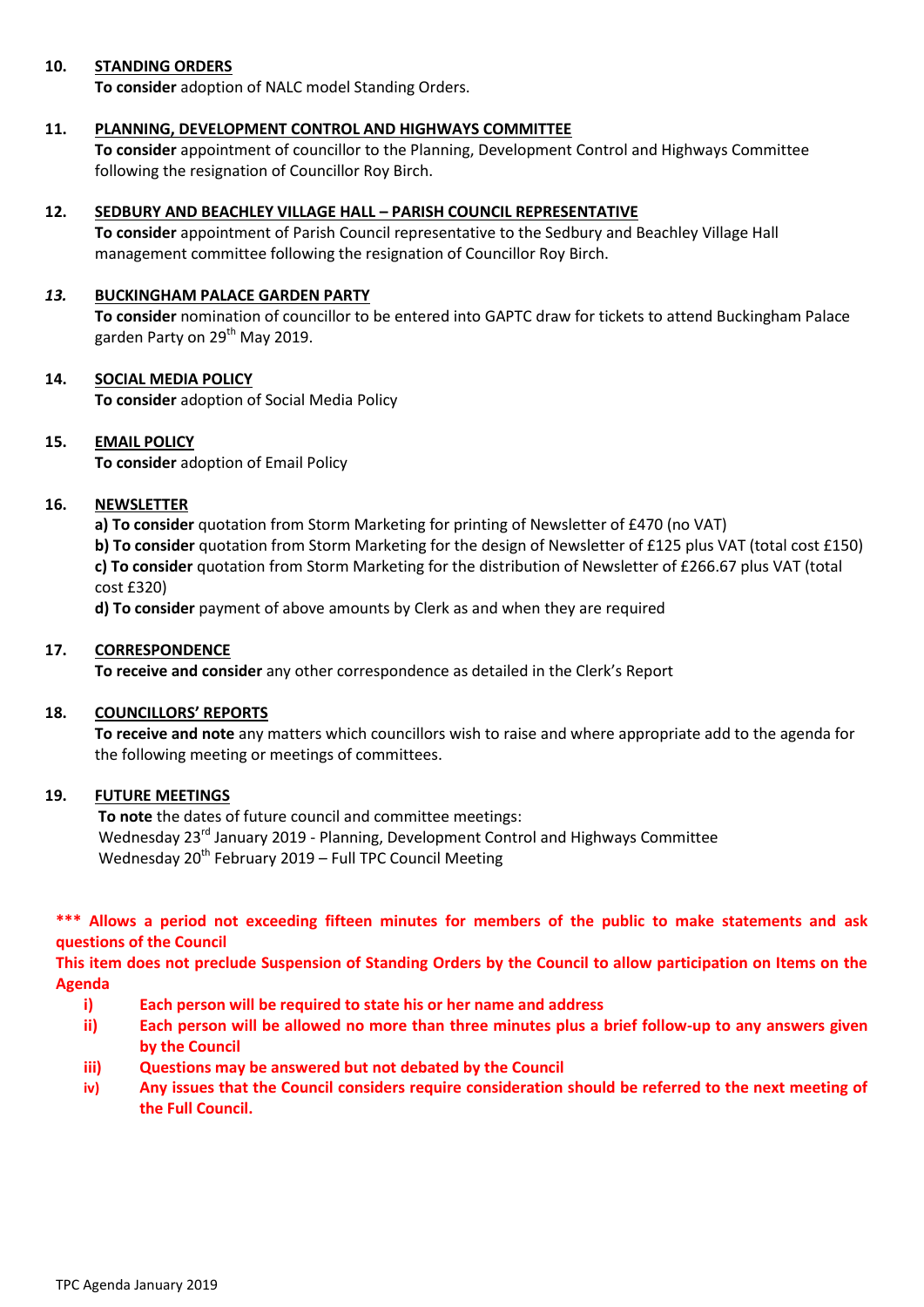**10. STANDING ORDERS**

**To consider** adoption of NALC model Standing Orders.

**11. PLANNING, DEVELOPMENT CONTROL AND HIGHWAYS COMMITTEE**

**To consider** appointment of councillor to the Planning, Development Control and Highways Committee following the resignation of Councillor Roy Birch.

**12. SEDBURY AND BEACHLEY VILLAGE HALL – PARISH COUNCIL REPRESENTATIVE**

**To consider** appointment of Parish Council representative to the Sedbury and Beachley Village Hall management committee following the resignation of Councillor Roy Birch.

***13.* BUCKINGHAM PALACE GARDEN PARTY**

**To consider** nomination of councillor to be entered into GAPTC draw for tickets to attend Buckingham Palace garden Party on 29th May 2019.

**14. SOCIAL MEDIA POLICY**

**To consider** adoption of Social Media Policy

**15. EMAIL POLICY**

**To consider** adoption of Email Policy

**16. NEWSLETTER**

**a) To consider** quotation from Storm Marketing for printing of Newsletter of £470 (no VAT)
**b) To consider** quotation from Storm Marketing for the design of Newsletter of £125 plus VAT (total cost £150)
**c) To consider** quotation from Storm Marketing for the distribution of Newsletter of £266.67 plus VAT (total cost £320)
**d) To consider** payment of above amounts by Clerk as and when they are required

**17. CORRESPONDENCE**

**To receive and consider** any other correspondence as detailed in the Clerk's Report

**18. COUNCILLORS' REPORTS**

**To receive and note** any matters which councillors wish to raise and where appropriate add to the agenda for the following meeting or meetings of committees.

**19. FUTURE MEETINGS**

**To note** the dates of future council and committee meetings:
Wednesday 23rd January 2019 - Planning, Development Control and Highways Committee
Wednesday 20th February 2019 – Full TPC Council Meeting

**\*\*\* Allows a period not exceeding fifteen minutes for members of the public to make statements and ask questions of the Council**

**This item does not preclude Suspension of Standing Orders by the Council to allow participation on Items on the Agenda**

- **i) Each person will be required to state his or her name and address**
- **ii) Each person will be allowed no more than three minutes plus a brief follow-up to any answers given by the Council**
- **iii) Questions may be answered but not debated by the Council**
- **iv) Any issues that the Council considers require consideration should be referred to the next meeting of the Full Council.**